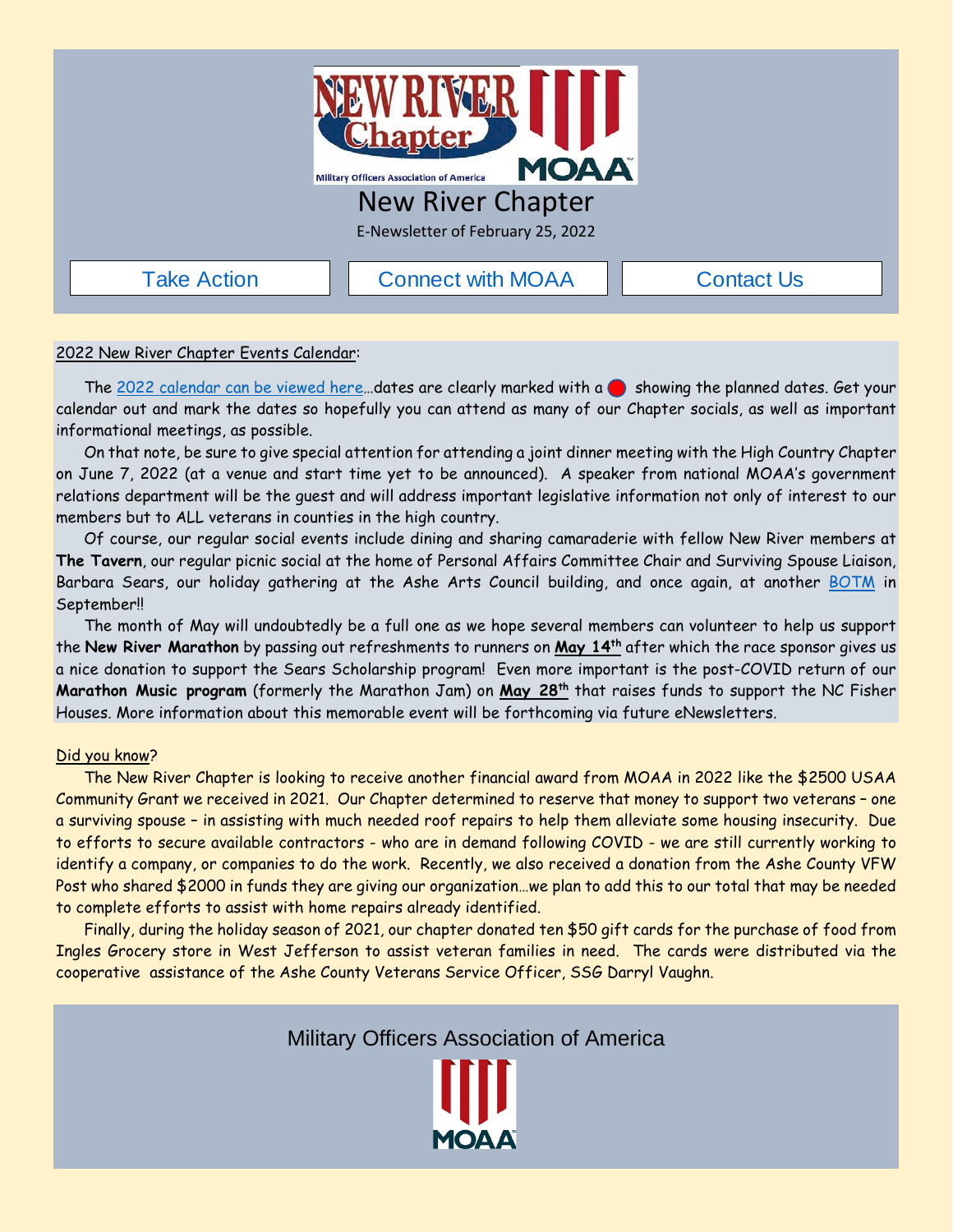# New River Chapter

E-Newsletter of February 25, 2022

Take Action | Connect with MOAA | Contact Us

2022 New River Chapter Events Calendar:

The 2022 calendar can be viewed here…dates are clearly marked with a 🔴 showing the planned dates. Get your calendar out and mark the dates so hopefully you can attend as many of our Chapter socials, as well as important informational meetings, as possible.

On that note, be sure to give special attention for attending a joint dinner meeting with the High Country Chapter on June 7, 2022 (at a venue and start time yet to be announced). A speaker from national MOAA's government relations department will be the guest and will address important legislative information not only of interest to our members but to ALL veterans in counties in the high country.

Of course, our regular social events include dining and sharing camaraderie with fellow New River members at **The Tavern**, our regular picnic social at the home of Personal Affairs Committee Chair and Surviving Spouse Liaison, Barbara Sears, our holiday gathering at the Ashe Arts Council building, and once again, at another BOTM in September!!

The month of May will undoubtedly be a full one as we hope several members can volunteer to help us support the **New River Marathon** by passing out refreshments to runners on **May 14th** after which the race sponsor gives us a nice donation to support the Sears Scholarship program! Even more important is the post-COVID return of our **Marathon Music program** (formerly the Marathon Jam) on **May 28th** that raises funds to support the NC Fisher Houses. More information about this memorable event will be forthcoming via future eNewsletters.

Did you know?

The New River Chapter is looking to receive another financial award from MOAA in 2022 like the $2500 USAA Community Grant we received in 2021. Our Chapter determined to reserve that money to support two veterans – one a surviving spouse – in assisting with much needed roof repairs to help them alleviate some housing insecurity. Due to efforts to secure available contractors - who are in demand following COVID - we are still currently working to identify a company, or companies to do the work. Recently, we also received a donation from the Ashe County VFW Post who shared $2000 in funds they are giving our organization…we plan to add this to our total that may be needed to complete efforts to assist with home repairs already identified.

Finally, during the holiday season of 2021, our chapter donated ten $50 gift cards for the purchase of food from Ingles Grocery store in West Jefferson to assist veteran families in need. The cards were distributed via the cooperative assistance of the Ashe County Veterans Service Officer, SSG Darryl Vaughn.

Military Officers Association of America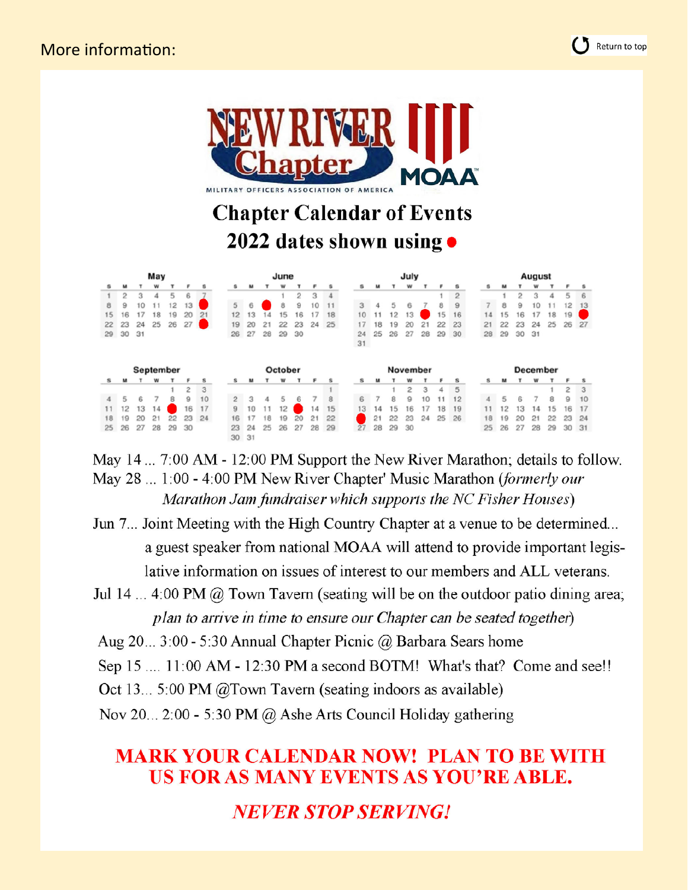More information:

Return to top

NEW RIVER Chapter

MILITARY OFFICERS ASSOCIATION OF AMERICA

MOAA

# Chapter Calendar of Events

## 2022 dates shown using ●

May
June
July
August
September
October
November
December

May 14 ... 7:00 AM - 12:00 PM Support the New River Marathon; details to follow.

May 28 ... 1:00 - 4:00 PM New River Chapter' Music Marathon (*formerly our Marathon Jam fundraiser which supports the NC Fisher Houses*)

Jun 7... Joint Meeting with the High Country Chapter at a venue to be determined... a guest speaker from national MOAA will attend to provide important legislative information on issues of interest to our members and ALL veterans.

Jul 14 ... 4:00 PM @ Town Tavern (seating will be on the outdoor patio dining area; *plan to arrive in time to ensure our Chapter can be seated together*)

Aug 20... 3:00 - 5:30 Annual Chapter Picnic @ Barbara Sears home

Sep 15 .... 11:00 AM - 12:30 PM a second BOTM! What's that? Come and see!!

Oct 13... 5:00 PM @Town Tavern (seating indoors as available)

Nov 20... 2:00 - 5:30 PM @ Ashe Arts Council Holiday gathering

**MARK YOUR CALENDAR NOW! PLAN TO BE WITH US FOR AS MANY EVENTS AS YOU'RE ABLE.**

***NEVER STOP SERVING!***